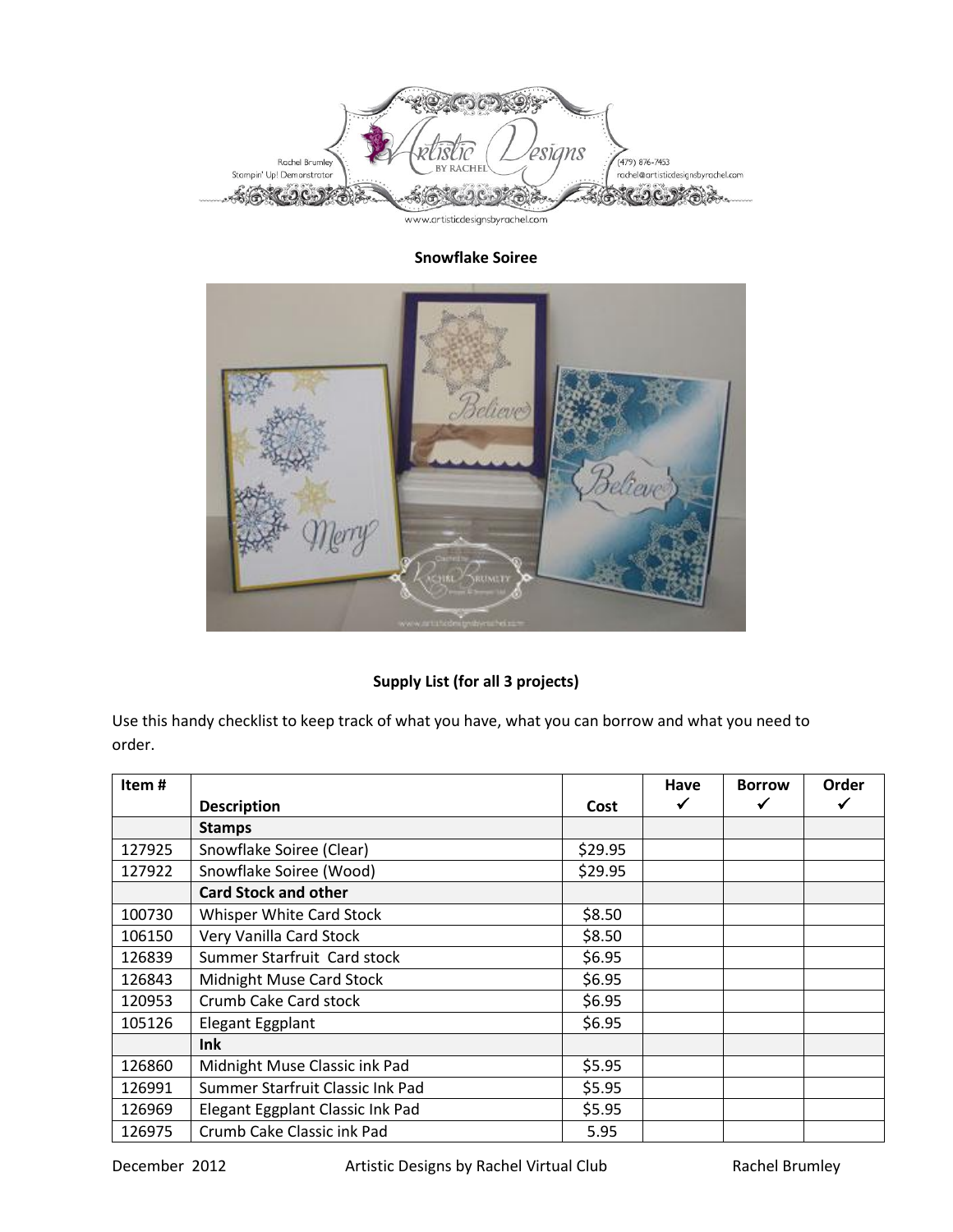Rachel Brumley
Stampin' Up! Demonstrator

Artistic Designs BY RACHEL

(479) 876-7453
rachel@artisticdesignsbyrachel.com

www.artisticdesignsbyrachel.com

**Snowflake Soiree**

**Supply List (for all 3 projects)**

Use this handy checklist to keep track of what you have, what you can borrow and what you need to order.

| Item # | Description | Cost | Have ✓ | Borrow ✓ | Order ✓ |
|---|---|---|---|---|---|
| | **Stamps** | | | | |
| 127925 | Snowflake Soiree (Clear) | $29.95 | | | |
| 127922 | Snowflake Soiree (Wood) | $29.95 | | | |
| | **Card Stock and other** | | | | |
| 100730 | Whisper White Card Stock | $8.50 | | | |
| 106150 | Very Vanilla Card Stock | $8.50 | | | |
| 126839 | Summer Starfruit Card stock | $6.95 | | | |
| 126843 | Midnight Muse Card Stock | $6.95 | | | |
| 120953 | Crumb Cake Card stock | $6.95 | | | |
| 105126 | Elegant Eggplant | $6.95 | | | |
| | **Ink** | | | | |
| 126860 | Midnight Muse Classic ink Pad | $5.95 | | | |
| 126991 | Summer Starfruit Classic Ink Pad | $5.95 | | | |
| 126969 | Elegant Eggplant Classic Ink Pad | $5.95 | | | |
| 126975 | Crumb Cake Classic ink Pad | 5.95 | | | |

December 2012 Artistic Designs by Rachel Virtual Club Rachel Brumley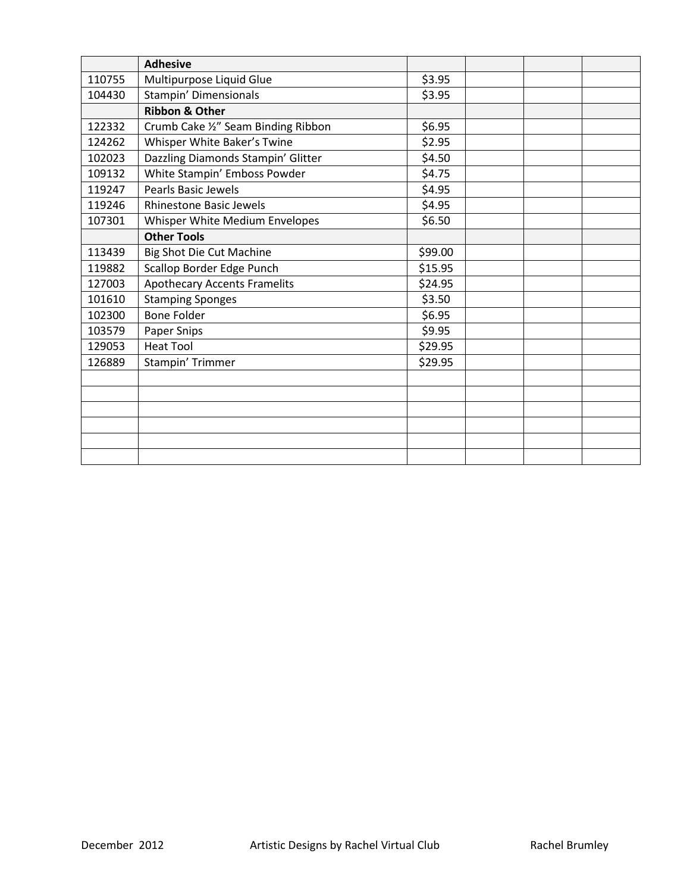| | | | | | |
|---|---|---|---|---|---|
| | **Adhesive** | | | | |
| 110755 | Multipurpose Liquid Glue | $3.95 | | | |
| 104430 | Stampin' Dimensionals | $3.95 | | | |
| | **Ribbon & Other** | | | | |
| 122332 | Crumb Cake ½" Seam Binding Ribbon | $6.95 | | | |
| 124262 | Whisper White Baker's Twine | $2.95 | | | |
| 102023 | Dazzling Diamonds Stampin' Glitter | $4.50 | | | |
| 109132 | White Stampin' Emboss Powder | $4.75 | | | |
| 119247 | Pearls Basic Jewels | $4.95 | | | |
| 119246 | Rhinestone Basic Jewels | $4.95 | | | |
| 107301 | Whisper White Medium Envelopes | $6.50 | | | |
| | **Other Tools** | | | | |
| 113439 | Big Shot Die Cut Machine | $99.00 | | | |
| 119882 | Scallop Border Edge Punch | $15.95 | | | |
| 127003 | Apothecary Accents Framelits | $24.95 | | | |
| 101610 | Stamping Sponges | $3.50 | | | |
| 102300 | Bone Folder | $6.95 | | | |
| 103579 | Paper Snips | $9.95 | | | |
| 129053 | Heat Tool | $29.95 | | | |
| 126889 | Stampin' Trimmer | $29.95 | | | |
| | | | | | |
| | | | | | |
| | | | | | |
| | | | | | |
| | | | | | |
| | | | | | |